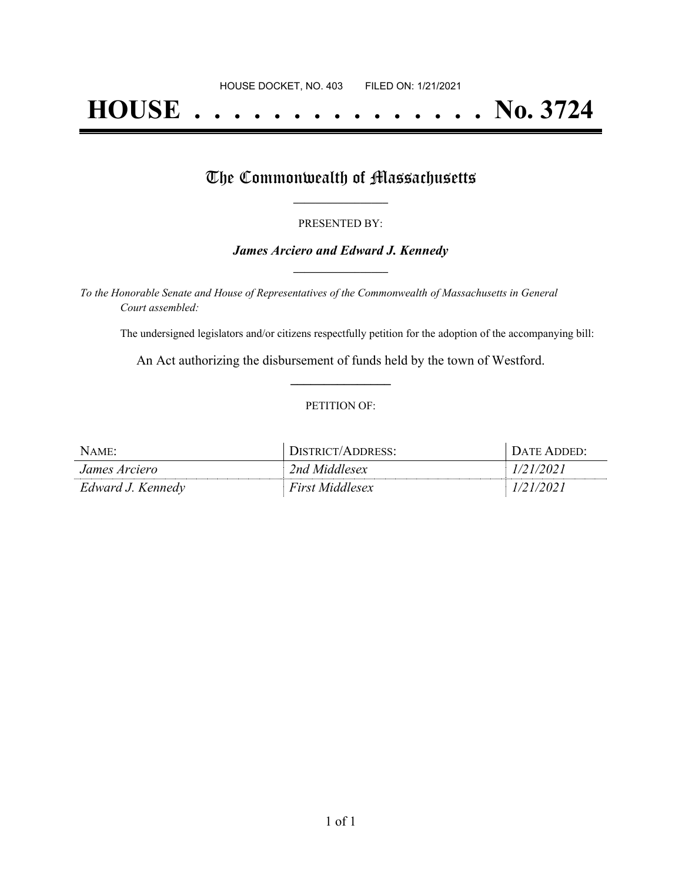HOUSE DOCKET, NO. 403 FILED ON: 1/21/2021

# HOUSE . . . . . . . . . . . . . . . No. 3724

## The Commonwealth of Massachusetts

PRESENTED BY:

***James Arciero and Edward J. Kennedy***

*To the Honorable Senate and House of Representatives of the Commonwealth of Massachusetts in General Court assembled:*

The undersigned legislators and/or citizens respectfully petition for the adoption of the accompanying bill:

An Act authorizing the disbursement of funds held by the town of Westford.

PETITION OF:

| NAME: | DISTRICT/ADDRESS: | DATE ADDED: |
|---|---|---|
| *James Arciero* | *2nd Middlesex* | *1/21/2021* |
| *Edward J. Kennedy* | *First Middlesex* | *1/21/2021* |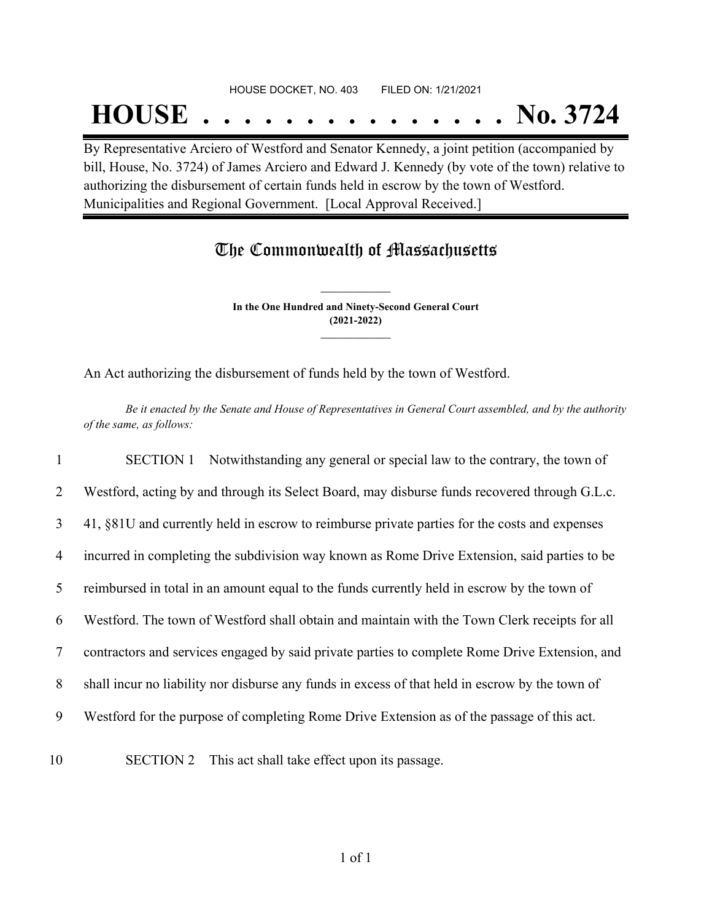HOUSE DOCKET, NO. 403 FILED ON: 1/21/2021

# HOUSE . . . . . . . . . . . . . . . No. 3724

By Representative Arciero of Westford and Senator Kennedy, a joint petition (accompanied by bill, House, No. 3724) of James Arciero and Edward J. Kennedy (by vote of the town) relative to authorizing the disbursement of certain funds held in escrow by the town of Westford. Municipalities and Regional Government. [Local Approval Received.]

## The Commonwealth of Massachusetts

**In the One Hundred and Ninety-Second General Court**
**(2021-2022)**

An Act authorizing the disbursement of funds held by the town of Westford.

*Be it enacted by the Senate and House of Representatives in General Court assembled, and by the authority of the same, as follows:*

1 SECTION 1 Notwithstanding any general or special law to the contrary, the town of
2 Westford, acting by and through its Select Board, may disburse funds recovered through G.L.c.
3 41, §81U and currently held in escrow to reimburse private parties for the costs and expenses
4 incurred in completing the subdivision way known as Rome Drive Extension, said parties to be
5 reimbursed in total in an amount equal to the funds currently held in escrow by the town of
6 Westford. The town of Westford shall obtain and maintain with the Town Clerk receipts for all
7 contractors and services engaged by said private parties to complete Rome Drive Extension, and
8 shall incur no liability nor disburse any funds in excess of that held in escrow by the town of
9 Westford for the purpose of completing Rome Drive Extension as of the passage of this act.

10 SECTION 2 This act shall take effect upon its passage.